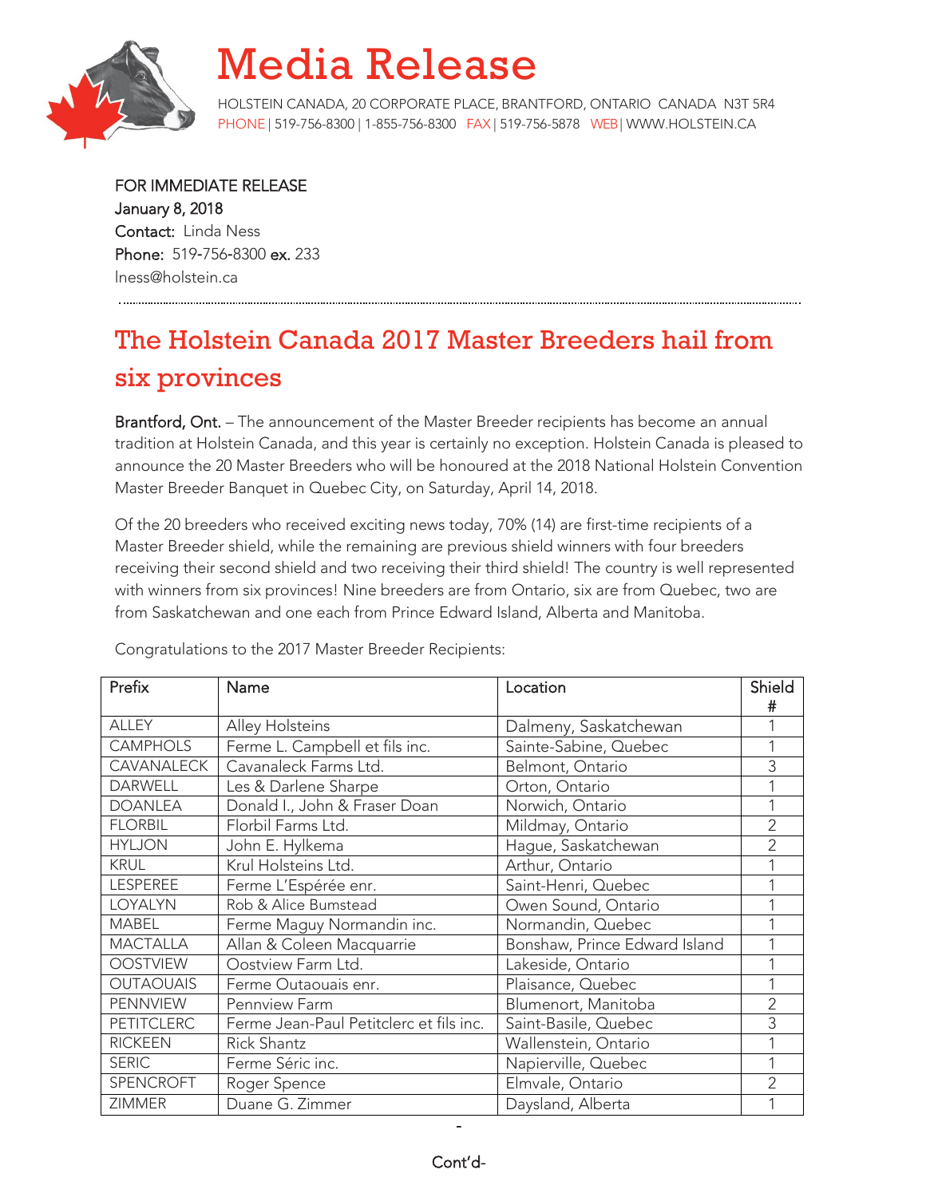# Media Release

HOLSTEIN CANADA, 20 CORPORATE PLACE, BRANTFORD, ONTARIO CANADA N3T 5R4
PHONE | 519-756-8300 | 1-855-756-8300 FAX | 519-756-5878 WEB | WWW.HOLSTEIN.CA

FOR IMMEDIATE RELEASE
January 8, 2018
Contact: Linda Ness
Phone: 519-756-8300 ex. 233
lness@holstein.ca

## The Holstein Canada 2017 Master Breeders hail from six provinces

**Brantford, Ont.** – The announcement of the Master Breeder recipients has become an annual tradition at Holstein Canada, and this year is certainly no exception. Holstein Canada is pleased to announce the 20 Master Breeders who will be honoured at the 2018 National Holstein Convention Master Breeder Banquet in Quebec City, on Saturday, April 14, 2018.

Of the 20 breeders who received exciting news today, 70% (14) are first-time recipients of a Master Breeder shield, while the remaining are previous shield winners with four breeders receiving their second shield and two receiving their third shield! The country is well represented with winners from six provinces! Nine breeders are from Ontario, six are from Quebec, two are from Saskatchewan and one each from Prince Edward Island, Alberta and Manitoba.

Congratulations to the 2017 Master Breeder Recipients:

| Prefix | Name | Location | Shield # |
|---|---|---|---|
| ALLEY | Alley Holsteins | Dalmeny, Saskatchewan | 1 |
| CAMPHOLS | Ferme L. Campbell et fils inc. | Sainte-Sabine, Quebec | 1 |
| CAVANALECK | Cavanaleck Farms Ltd. | Belmont, Ontario | 3 |
| DARWELL | Les & Darlene Sharpe | Orton, Ontario | 1 |
| DOANLEA | Donald I., John & Fraser Doan | Norwich, Ontario | 1 |
| FLORBIL | Florbil Farms Ltd. | Mildmay, Ontario | 2 |
| HYLJON | John E. Hylkema | Hague, Saskatchewan | 2 |
| KRUL | Krul Holsteins Ltd. | Arthur, Ontario | 1 |
| LESPEREE | Ferme L'Espérée enr. | Saint-Henri, Quebec | 1 |
| LOYALYN | Rob & Alice Bumstead | Owen Sound, Ontario | 1 |
| MABEL | Ferme Maguy Normandin inc. | Normandin, Quebec | 1 |
| MACTALLA | Allan & Coleen Macquarrie | Bonshaw, Prince Edward Island | 1 |
| OOSTVIEW | Oostview Farm Ltd. | Lakeside, Ontario | 1 |
| OUTAOUAIS | Ferme Outaouais enr. | Plaisance, Quebec | 1 |
| PENNVIEW | Pennview Farm | Blumenort, Manitoba | 2 |
| PETITCLERC | Ferme Jean-Paul Petitclerc et fils inc. | Saint-Basile, Quebec | 3 |
| RICKEEN | Rick Shantz | Wallenstein, Ontario | 1 |
| SERIC | Ferme Séric inc. | Napierville, Quebec | 1 |
| SPENCROFT | Roger Spence | Elmvale, Ontario | 2 |
| ZIMMER | Duane G. Zimmer | Daysland, Alberta | 1 |

Cont'd-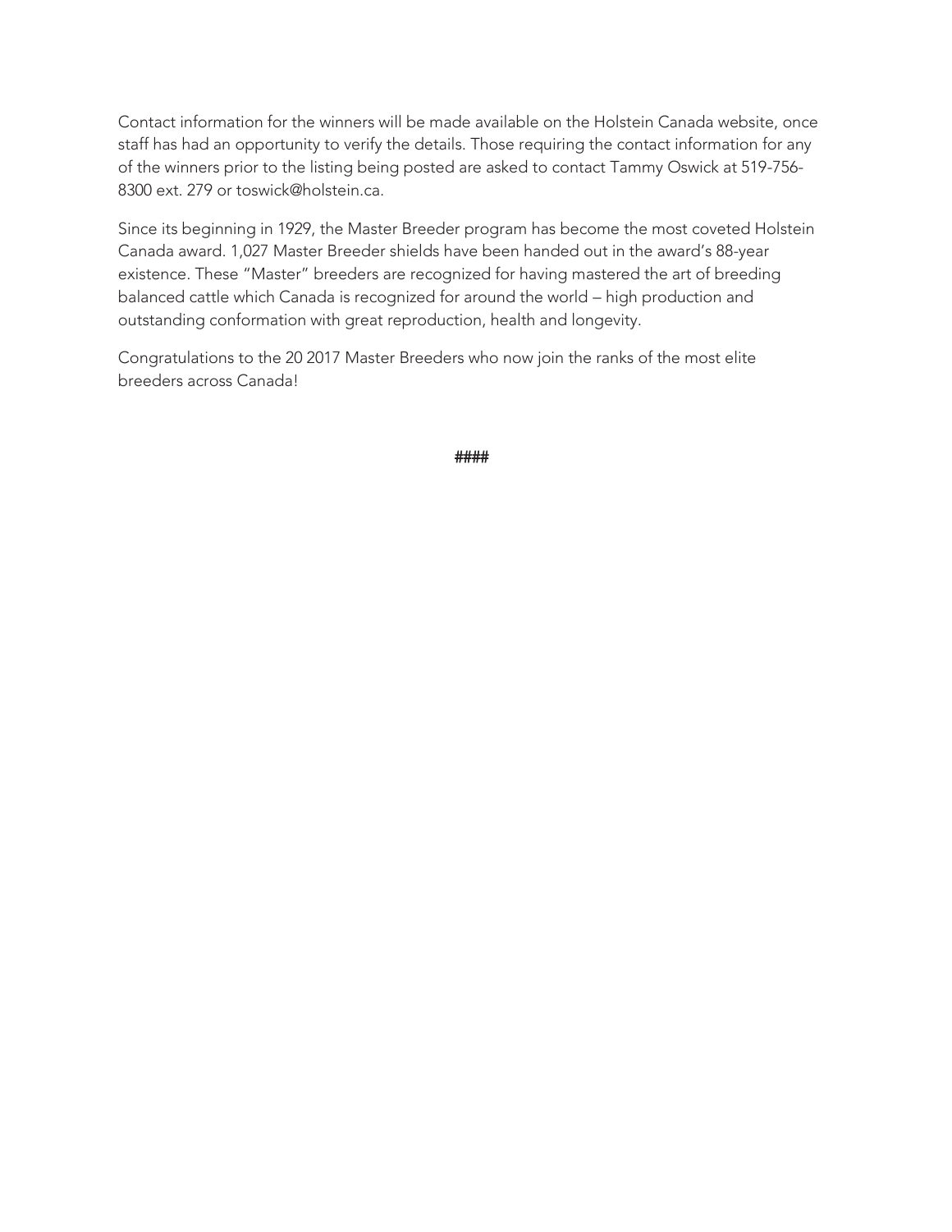Contact information for the winners will be made available on the Holstein Canada website, once staff has had an opportunity to verify the details. Those requiring the contact information for any of the winners prior to the listing being posted are asked to contact Tammy Oswick at 519-756-8300 ext. 279 or toswick@holstein.ca.

Since its beginning in 1929, the Master Breeder program has become the most coveted Holstein Canada award. 1,027 Master Breeder shields have been handed out in the award's 88-year existence. These "Master" breeders are recognized for having mastered the art of breeding balanced cattle which Canada is recognized for around the world – high production and outstanding conformation with great reproduction, health and longevity.

Congratulations to the 20 2017 Master Breeders who now join the ranks of the most elite breeders across Canada!

####